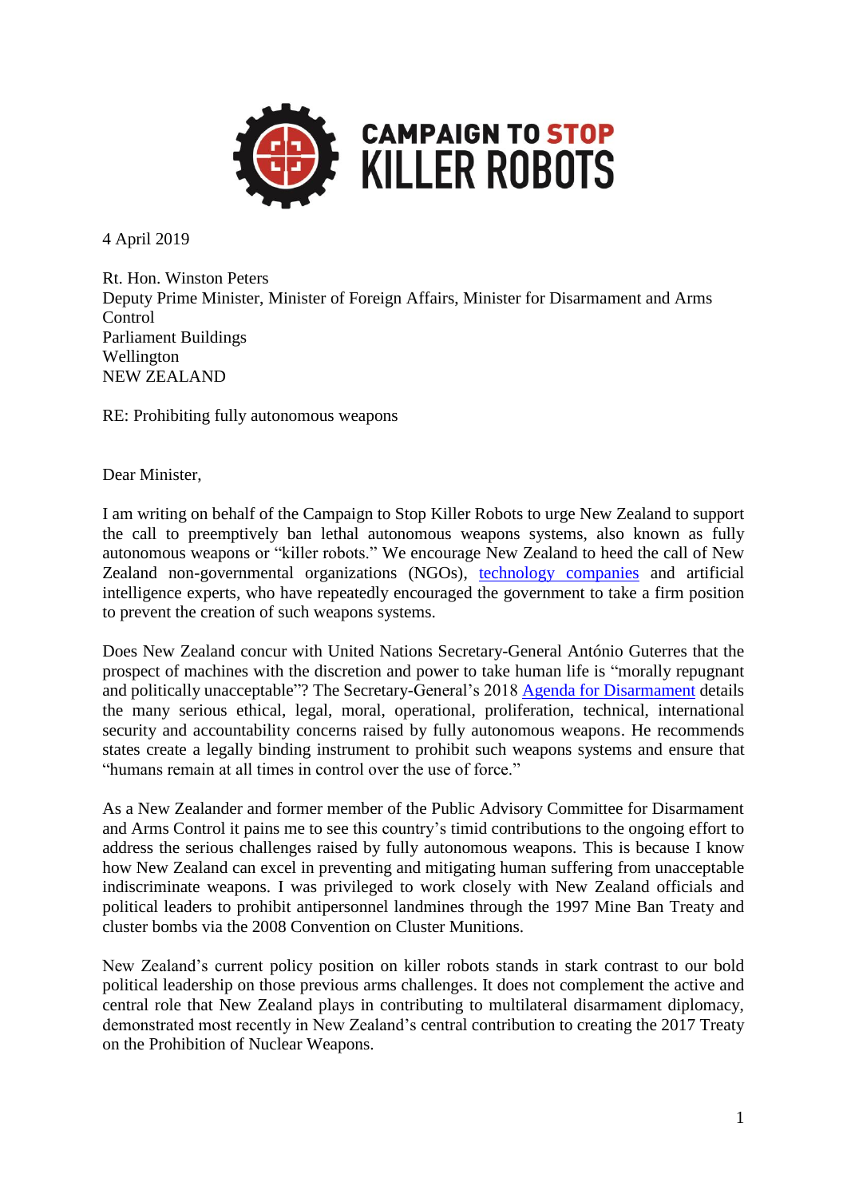**CAMPAIGN TO STOP KILLER ROBOTS**

4 April 2019

Rt. Hon. Winston Peters
Deputy Prime Minister, Minister of Foreign Affairs, Minister for Disarmament and Arms Control
Parliament Buildings
Wellington
NEW ZEALAND

RE: Prohibiting fully autonomous weapons

Dear Minister,

I am writing on behalf of the Campaign to Stop Killer Robots to urge New Zealand to support the call to preemptively ban lethal autonomous weapons systems, also known as fully autonomous weapons or "killer robots." We encourage New Zealand to heed the call of New Zealand non-governmental organizations (NGOs), technology companies and artificial intelligence experts, who have repeatedly encouraged the government to take a firm position to prevent the creation of such weapons systems.

Does New Zealand concur with United Nations Secretary-General António Guterres that the prospect of machines with the discretion and power to take human life is "morally repugnant and politically unacceptable"? The Secretary-General's 2018 Agenda for Disarmament details the many serious ethical, legal, moral, operational, proliferation, technical, international security and accountability concerns raised by fully autonomous weapons. He recommends states create a legally binding instrument to prohibit such weapons systems and ensure that "humans remain at all times in control over the use of force."

As a New Zealander and former member of the Public Advisory Committee for Disarmament and Arms Control it pains me to see this country's timid contributions to the ongoing effort to address the serious challenges raised by fully autonomous weapons. This is because I know how New Zealand can excel in preventing and mitigating human suffering from unacceptable indiscriminate weapons. I was privileged to work closely with New Zealand officials and political leaders to prohibit antipersonnel landmines through the 1997 Mine Ban Treaty and cluster bombs via the 2008 Convention on Cluster Munitions.

New Zealand's current policy position on killer robots stands in stark contrast to our bold political leadership on those previous arms challenges. It does not complement the active and central role that New Zealand plays in contributing to multilateral disarmament diplomacy, demonstrated most recently in New Zealand's central contribution to creating the 2017 Treaty on the Prohibition of Nuclear Weapons.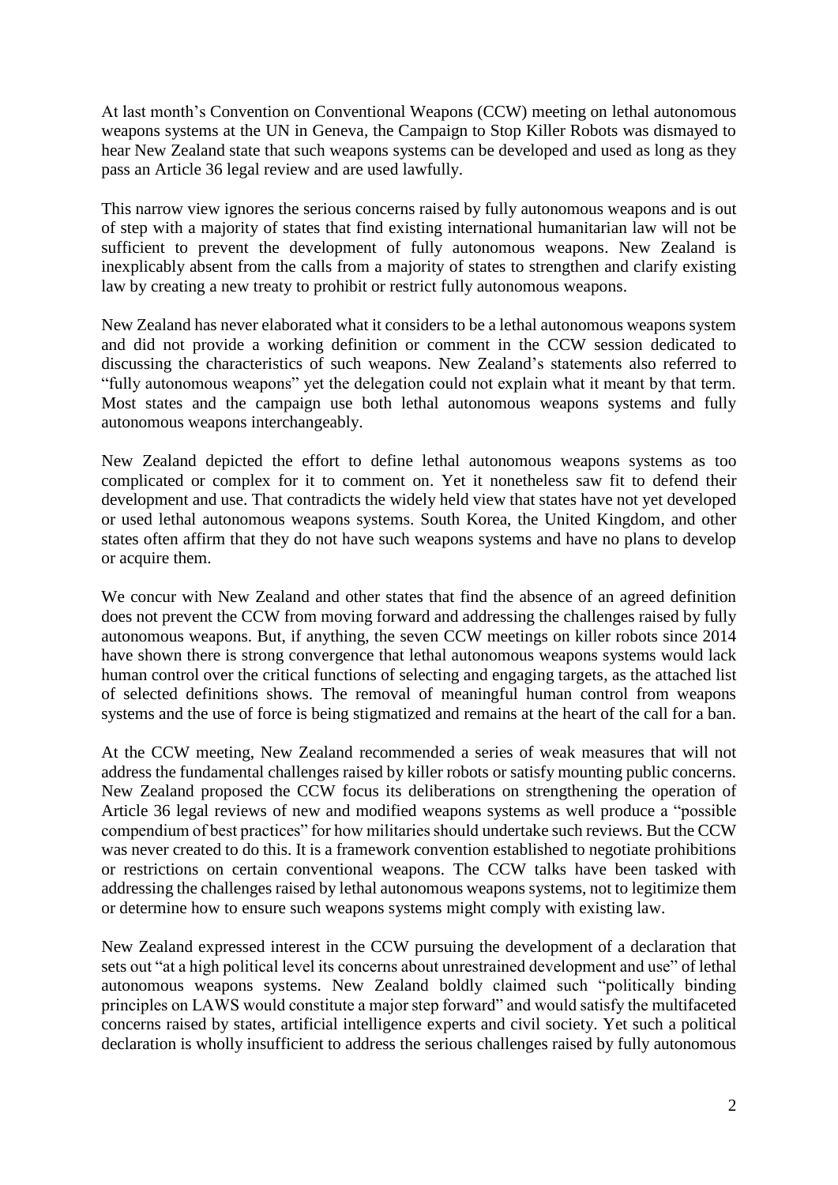At last month's Convention on Conventional Weapons (CCW) meeting on lethal autonomous weapons systems at the UN in Geneva, the Campaign to Stop Killer Robots was dismayed to hear New Zealand state that such weapons systems can be developed and used as long as they pass an Article 36 legal review and are used lawfully.

This narrow view ignores the serious concerns raised by fully autonomous weapons and is out of step with a majority of states that find existing international humanitarian law will not be sufficient to prevent the development of fully autonomous weapons. New Zealand is inexplicably absent from the calls from a majority of states to strengthen and clarify existing law by creating a new treaty to prohibit or restrict fully autonomous weapons.

New Zealand has never elaborated what it considers to be a lethal autonomous weapons system and did not provide a working definition or comment in the CCW session dedicated to discussing the characteristics of such weapons. New Zealand's statements also referred to "fully autonomous weapons" yet the delegation could not explain what it meant by that term. Most states and the campaign use both lethal autonomous weapons systems and fully autonomous weapons interchangeably.

New Zealand depicted the effort to define lethal autonomous weapons systems as too complicated or complex for it to comment on. Yet it nonetheless saw fit to defend their development and use. That contradicts the widely held view that states have not yet developed or used lethal autonomous weapons systems. South Korea, the United Kingdom, and other states often affirm that they do not have such weapons systems and have no plans to develop or acquire them.

We concur with New Zealand and other states that find the absence of an agreed definition does not prevent the CCW from moving forward and addressing the challenges raised by fully autonomous weapons. But, if anything, the seven CCW meetings on killer robots since 2014 have shown there is strong convergence that lethal autonomous weapons systems would lack human control over the critical functions of selecting and engaging targets, as the attached list of selected definitions shows. The removal of meaningful human control from weapons systems and the use of force is being stigmatized and remains at the heart of the call for a ban.

At the CCW meeting, New Zealand recommended a series of weak measures that will not address the fundamental challenges raised by killer robots or satisfy mounting public concerns. New Zealand proposed the CCW focus its deliberations on strengthening the operation of Article 36 legal reviews of new and modified weapons systems as well produce a "possible compendium of best practices" for how militaries should undertake such reviews. But the CCW was never created to do this. It is a framework convention established to negotiate prohibitions or restrictions on certain conventional weapons. The CCW talks have been tasked with addressing the challenges raised by lethal autonomous weapons systems, not to legitimize them or determine how to ensure such weapons systems might comply with existing law.

New Zealand expressed interest in the CCW pursuing the development of a declaration that sets out "at a high political level its concerns about unrestrained development and use" of lethal autonomous weapons systems. New Zealand boldly claimed such "politically binding principles on LAWS would constitute a major step forward" and would satisfy the multifaceted concerns raised by states, artificial intelligence experts and civil society. Yet such a political declaration is wholly insufficient to address the serious challenges raised by fully autonomous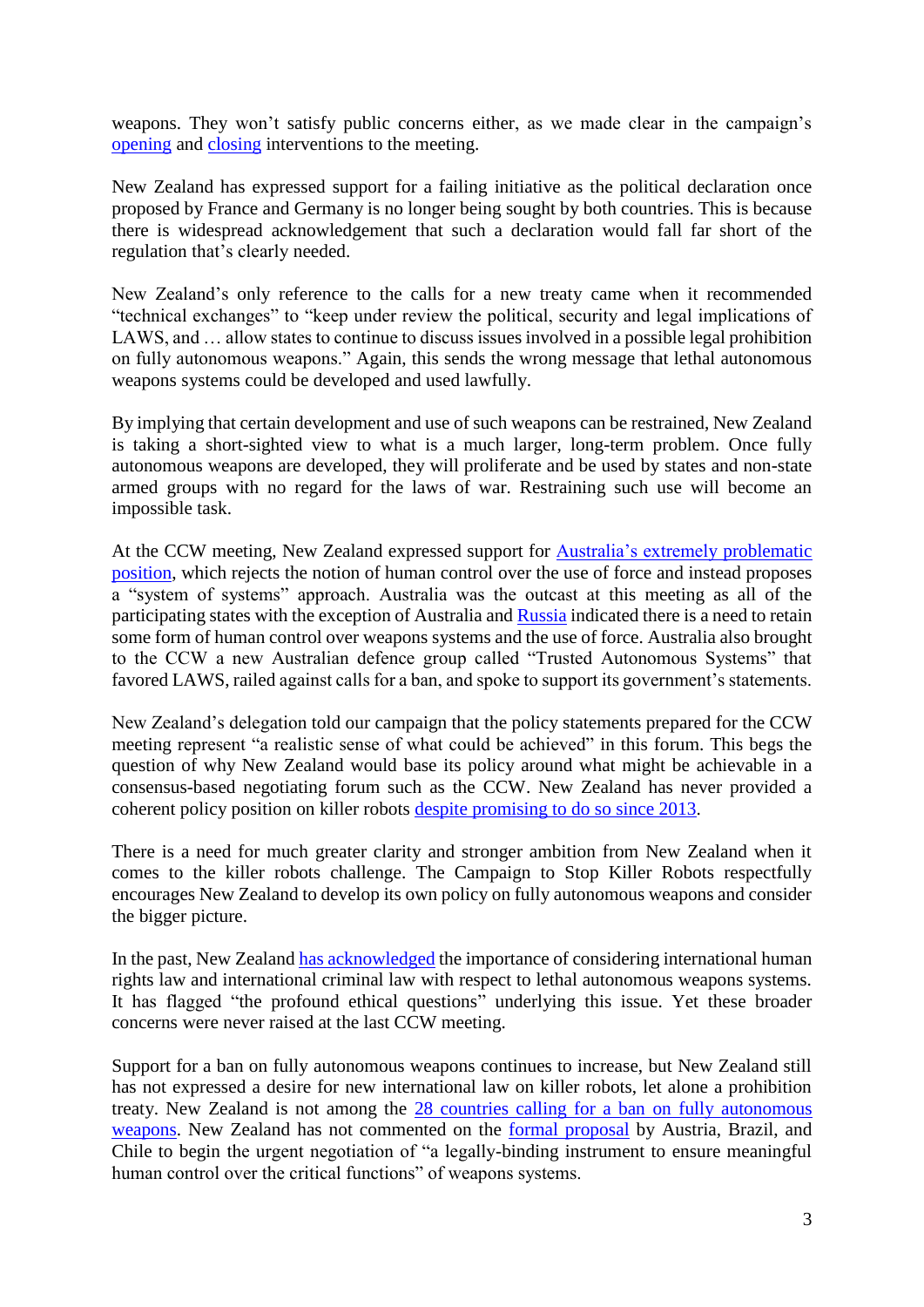weapons. They won't satisfy public concerns either, as we made clear in the campaign's opening and closing interventions to the meeting.

New Zealand has expressed support for a failing initiative as the political declaration once proposed by France and Germany is no longer being sought by both countries. This is because there is widespread acknowledgement that such a declaration would fall far short of the regulation that's clearly needed.

New Zealand's only reference to the calls for a new treaty came when it recommended "technical exchanges" to "keep under review the political, security and legal implications of LAWS, and … allow states to continue to discuss issues involved in a possible legal prohibition on fully autonomous weapons." Again, this sends the wrong message that lethal autonomous weapons systems could be developed and used lawfully.

By implying that certain development and use of such weapons can be restrained, New Zealand is taking a short-sighted view to what is a much larger, long-term problem. Once fully autonomous weapons are developed, they will proliferate and be used by states and non-state armed groups with no regard for the laws of war. Restraining such use will become an impossible task.

At the CCW meeting, New Zealand expressed support for Australia's extremely problematic position, which rejects the notion of human control over the use of force and instead proposes a "system of systems" approach. Australia was the outcast at this meeting as all of the participating states with the exception of Australia and Russia indicated there is a need to retain some form of human control over weapons systems and the use of force. Australia also brought to the CCW a new Australian defence group called "Trusted Autonomous Systems" that favored LAWS, railed against calls for a ban, and spoke to support its government's statements.

New Zealand's delegation told our campaign that the policy statements prepared for the CCW meeting represent "a realistic sense of what could be achieved" in this forum. This begs the question of why New Zealand would base its policy around what might be achievable in a consensus-based negotiating forum such as the CCW. New Zealand has never provided a coherent policy position on killer robots despite promising to do so since 2013.

There is a need for much greater clarity and stronger ambition from New Zealand when it comes to the killer robots challenge. The Campaign to Stop Killer Robots respectfully encourages New Zealand to develop its own policy on fully autonomous weapons and consider the bigger picture.

In the past, New Zealand has acknowledged the importance of considering international human rights law and international criminal law with respect to lethal autonomous weapons systems. It has flagged "the profound ethical questions" underlying this issue. Yet these broader concerns were never raised at the last CCW meeting.

Support for a ban on fully autonomous weapons continues to increase, but New Zealand still has not expressed a desire for new international law on killer robots, let alone a prohibition treaty. New Zealand is not among the 28 countries calling for a ban on fully autonomous weapons. New Zealand has not commented on the formal proposal by Austria, Brazil, and Chile to begin the urgent negotiation of "a legally-binding instrument to ensure meaningful human control over the critical functions" of weapons systems.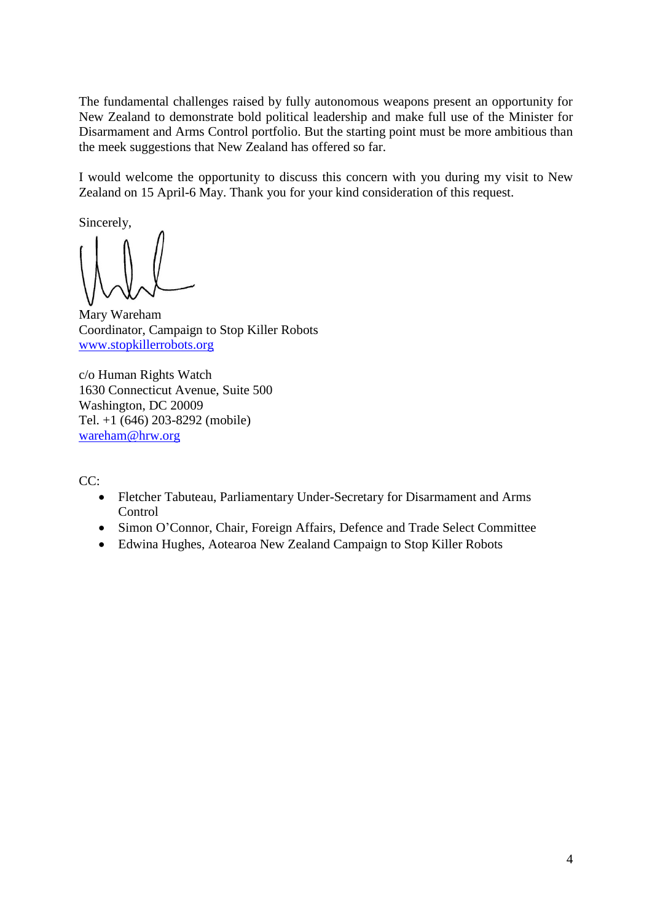The fundamental challenges raised by fully autonomous weapons present an opportunity for New Zealand to demonstrate bold political leadership and make full use of the Minister for Disarmament and Arms Control portfolio. But the starting point must be more ambitious than the meek suggestions that New Zealand has offered so far.

I would welcome the opportunity to discuss this concern with you during my visit to New Zealand on 15 April-6 May. Thank you for your kind consideration of this request.

Sincerely,

Mary Wareham
Coordinator, Campaign to Stop Killer Robots
[www.stopkillerrobots.org](http://www.stopkillerrobots.org)

c/o Human Rights Watch
1630 Connecticut Avenue, Suite 500
Washington, DC 20009
Tel. +1 (646) 203-8292 (mobile)
[wareham@hrw.org](mailto:wareham@hrw.org)

CC:

- Fletcher Tabuteau, Parliamentary Under-Secretary for Disarmament and Arms Control
- Simon O'Connor, Chair, Foreign Affairs, Defence and Trade Select Committee
- Edwina Hughes, Aotearoa New Zealand Campaign to Stop Killer Robots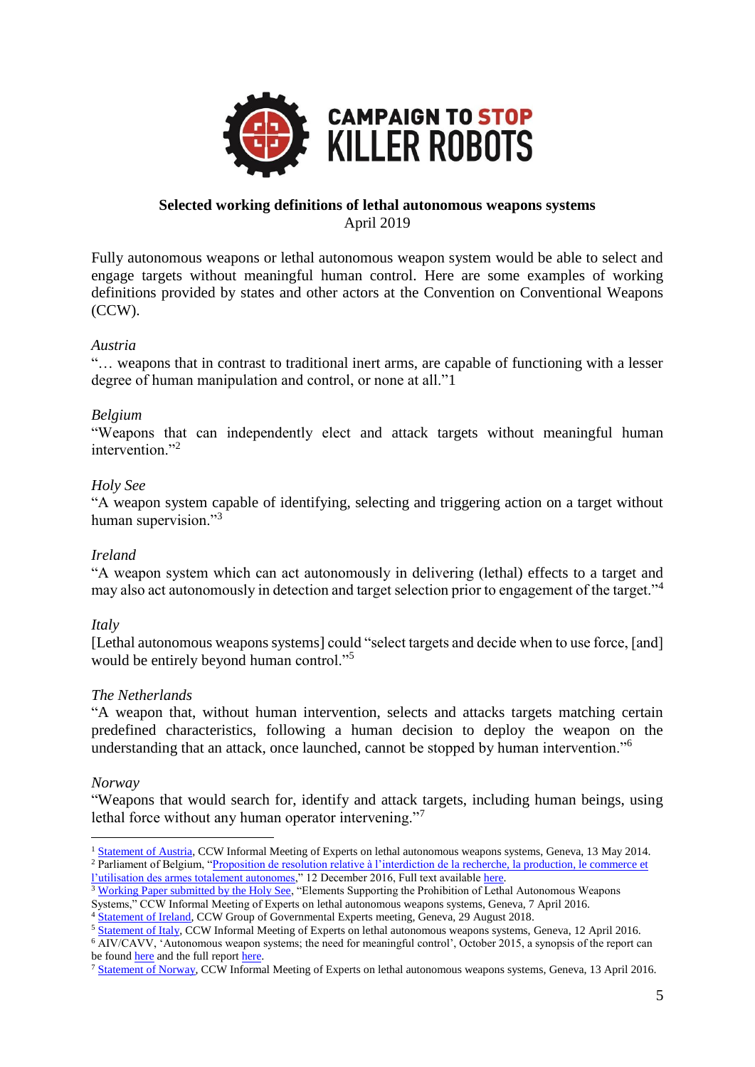**CAMPAIGN TO STOP KILLER ROBOTS**

**Selected working definitions of lethal autonomous weapons systems**
April 2019

Fully autonomous weapons or lethal autonomous weapon system would be able to select and engage targets without meaningful human control. Here are some examples of working definitions provided by states and other actors at the Convention on Conventional Weapons (CCW).

*Austria*
"… weapons that in contrast to traditional inert arms, are capable of functioning with a lesser degree of human manipulation and control, or none at all."1

*Belgium*
"Weapons that can independently elect and attack targets without meaningful human intervention."[2]

*Holy See*
"A weapon system capable of identifying, selecting and triggering action on a target without human supervision."[3]

*Ireland*
"A weapon system which can act autonomously in delivering (lethal) effects to a target and may also act autonomously in detection and target selection prior to engagement of the target."[4]

*Italy*
[Lethal autonomous weapons systems] could "select targets and decide when to use force, [and] would be entirely beyond human control."[5]

*The Netherlands*
"A weapon that, without human intervention, selects and attacks targets matching certain predefined characteristics, following a human decision to deploy the weapon on the understanding that an attack, once launched, cannot be stopped by human intervention."[6]

*Norway*
"Weapons that would search for, identify and attack targets, including human beings, using lethal force without any human operator intervening."[7]

---

[1] Statement of Austria, CCW Informal Meeting of Experts on lethal autonomous weapons systems, Geneva, 13 May 2014.
[2] Parliament of Belgium, "Proposition de resolution relative à l'interdiction de la recherche, la production, le commerce et l'utilisation des armes totalement autonomes," 12 December 2016, Full text available here.
[3] Working Paper submitted by the Holy See, "Elements Supporting the Prohibition of Lethal Autonomous Weapons Systems," CCW Informal Meeting of Experts on lethal autonomous weapons systems, Geneva, 7 April 2016.
[4] Statement of Ireland, CCW Group of Governmental Experts meeting, Geneva, 29 August 2018.
[5] Statement of Italy, CCW Informal Meeting of Experts on lethal autonomous weapons systems, Geneva, 12 April 2016.
[6] AIV/CAVV, 'Autonomous weapon systems; the need for meaningful control', October 2015, a synopsis of the report can be found here and the full report here.
[7] Statement of Norway, CCW Informal Meeting of Experts on lethal autonomous weapons systems, Geneva, 13 April 2016.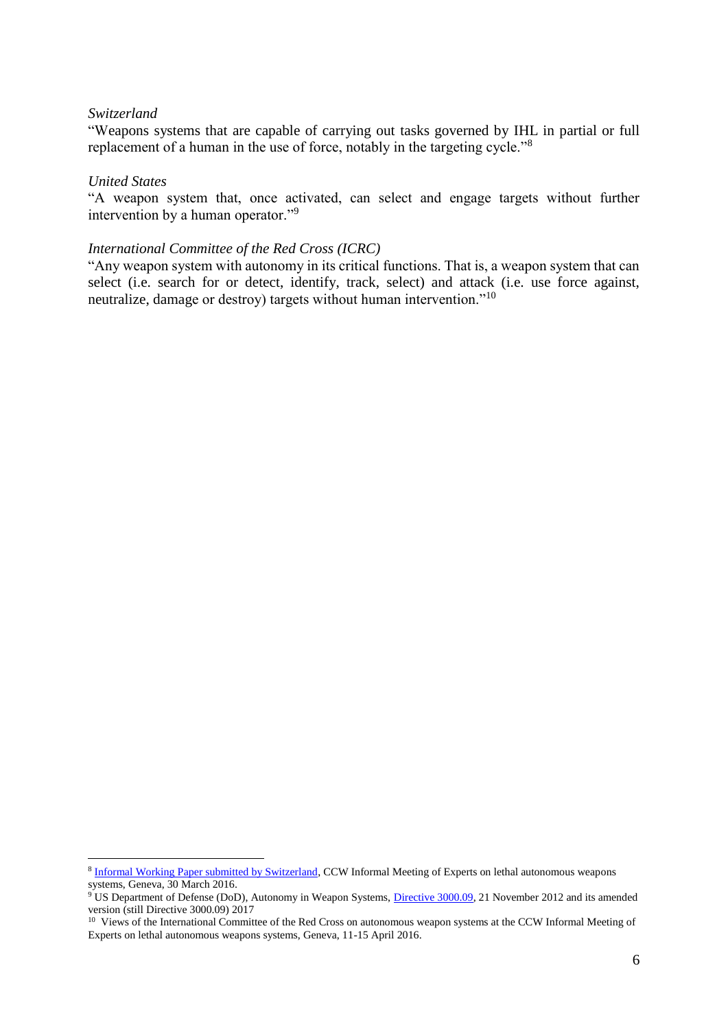*Switzerland*

"Weapons systems that are capable of carrying out tasks governed by IHL in partial or full replacement of a human in the use of force, notably in the targeting cycle."[8]

*United States*

"A weapon system that, once activated, can select and engage targets without further intervention by a human operator."[9]

*International Committee of the Red Cross (ICRC)*

"Any weapon system with autonomy in its critical functions. That is, a weapon system that can select (i.e. search for or detect, identify, track, select) and attack (i.e. use force against, neutralize, damage or destroy) targets without human intervention."[10]

---

[8] Informal Working Paper submitted by Switzerland, CCW Informal Meeting of Experts on lethal autonomous weapons systems, Geneva, 30 March 2016.

[9] US Department of Defense (DoD), Autonomy in Weapon Systems, Directive 3000.09, 21 November 2012 and its amended version (still Directive 3000.09) 2017

[10] Views of the International Committee of the Red Cross on autonomous weapon systems at the CCW Informal Meeting of Experts on lethal autonomous weapons systems, Geneva, 11-15 April 2016.